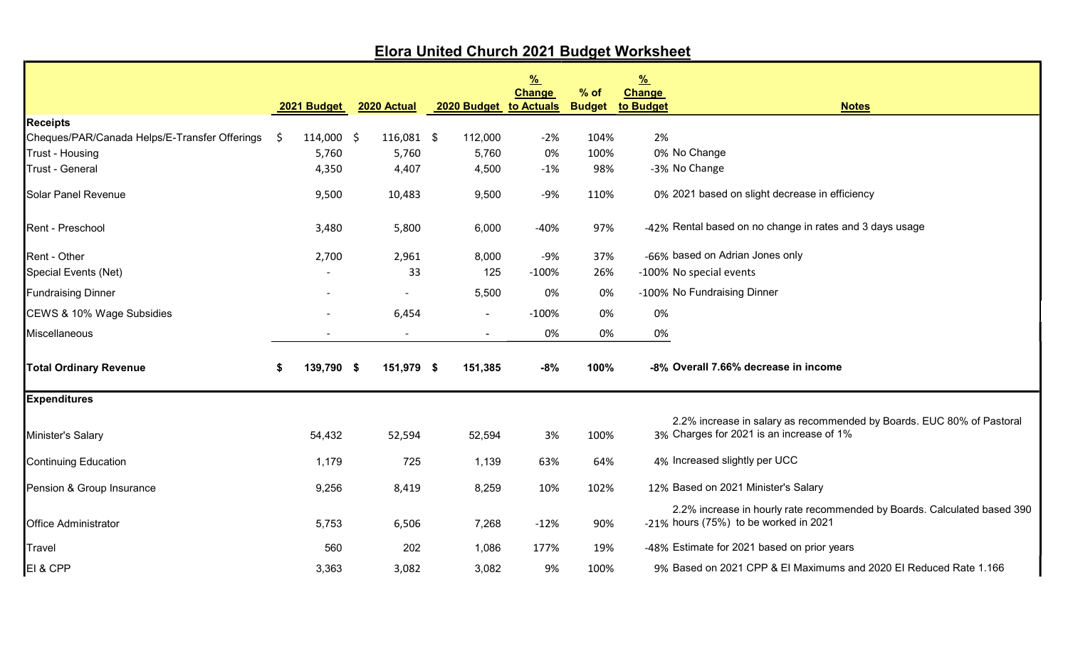# Elora United Church 2021 Budget Worksheet

| | 2021 Budget | 2020 Actual | 2020 Budget | % Change to Actuals | % of Budget | % Change to Budget | Notes |
|---|---|---|---|---|---|---|---|
| **Receipts** | | | | | | | |
| Cheques/PAR/Canada Helps/E-Transfer Offerings | $ 114,000 | $ 116,081 | $ 112,000 | -2% | 104% | 2% | |
| Trust - Housing | 5,760 | 5,760 | 5,760 | 0% | 100% | 0% | No Change |
| Trust - General | 4,350 | 4,407 | 4,500 | -1% | 98% | -3% | No Change |
| Solar Panel Revenue | 9,500 | 10,483 | 9,500 | -9% | 110% | 0% | 2021 based on slight decrease in efficiency |
| Rent - Preschool | 3,480 | 5,800 | 6,000 | -40% | 97% | -42% | Rental based on no change in rates and 3 days usage |
| Rent - Other | 2,700 | 2,961 | 8,000 | -9% | 37% | -66% | based on Adrian Jones only |
| Special Events (Net) | - | 33 | 125 | -100% | 26% | -100% | No special events |
| Fundraising Dinner | - | - | 5,500 | 0% | 0% | -100% | No Fundraising Dinner |
| CEWS & 10% Wage Subsidies | - | 6,454 | - | -100% | 0% | 0% | |
| Miscellaneous | - | - | - | 0% | 0% | 0% | |
| **Total Ordinary Revenue** | **$ 139,790** | **$ 151,979** | **$ 151,385** | **-8%** | **100%** | **-8%** | **Overall 7.66% decrease in income** |
| **Expenditures** | | | | | | | |
| Minister's Salary | 54,432 | 52,594 | 52,594 | 3% | 100% | 3% | 2.2% increase in salary as recommended by Boards. EUC 80% of Pastoral Charges for 2021 is an increase of 1% |
| Continuing Education | 1,179 | 725 | 1,139 | 63% | 64% | 4% | Increased slightly per UCC |
| Pension & Group Insurance | 9,256 | 8,419 | 8,259 | 10% | 102% | 12% | Based on 2021 Minister's Salary |
| Office Administrator | 5,753 | 6,506 | 7,268 | -12% | 90% | -21% | 2.2% increase in hourly rate recommended by Boards. Calculated based 390 hours (75%) to be worked in 2021 |
| Travel | 560 | 202 | 1,086 | 177% | 19% | -48% | Estimate for 2021 based on prior years |
| EI & CPP | 3,363 | 3,082 | 3,082 | 9% | 100% | 9% | Based on 2021 CPP & EI Maximums and 2020 EI Reduced Rate 1.166 |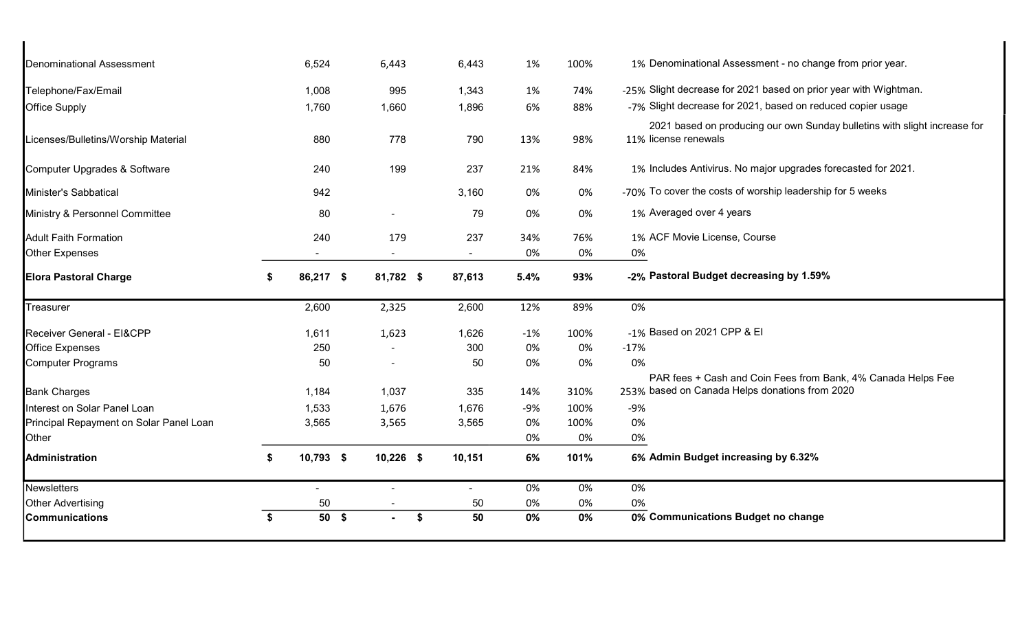| | | | | | | | |
|---|---|---|---|---|---|---|---|
| Denominational Assessment | 6,524 | 6,443 | 6,443 | 1% | 100% | 1% | Denominational Assessment - no change from prior year. |
| Telephone/Fax/Email | 1,008 | 995 | 1,343 | 1% | 74% | -25% | Slight decrease for 2021 based on prior year with Wightman. |
| Office Supply | 1,760 | 1,660 | 1,896 | 6% | 88% | -7% | Slight decrease for 2021, based on reduced copier usage |
| Licenses/Bulletins/Worship Material | 880 | 778 | 790 | 13% | 98% | 11% | 2021 based on producing our own Sunday bulletins with slight increase for license renewals |
| Computer Upgrades & Software | 240 | 199 | 237 | 21% | 84% | 1% | Includes Antivirus. No major upgrades forecasted for 2021. |
| Minister's Sabbatical | 942 | | 3,160 | 0% | 0% | -70% | To cover the costs of worship leadership for 5 weeks |
| Ministry & Personnel Committee | 80 | - | 79 | 0% | 0% | 1% | Averaged over 4 years |
| Adult Faith Formation | 240 | 179 | 237 | 34% | 76% | 1% | ACF Movie License, Course |
| Other Expenses | - | - | - | 0% | 0% | 0% | |
| **Elora Pastoral Charge** | **$ 86,217** | **$ 81,782** | **$ 87,613** | **5.4%** | **93%** | **-2%** | **Pastoral Budget decreasing by 1.59%** |
| Treasurer | 2,600 | 2,325 | 2,600 | 12% | 89% | 0% | |
| Receiver General - EI&CPP | 1,611 | 1,623 | 1,626 | -1% | 100% | -1% | Based on 2021 CPP & EI |
| Office Expenses | 250 | - | 300 | 0% | 0% | -17% | |
| Computer Programs | 50 | - | 50 | 0% | 0% | 0% | |
| Bank Charges | 1,184 | 1,037 | 335 | 14% | 310% | 253% | PAR fees + Cash and Coin Fees from Bank, 4% Canada Helps Fee based on Canada Helps donations from 2020 |
| Interest on Solar Panel Loan | 1,533 | 1,676 | 1,676 | -9% | 100% | -9% | |
| Principal Repayment on Solar Panel Loan | 3,565 | 3,565 | 3,565 | 0% | 100% | 0% | |
| Other | | | | 0% | 0% | 0% | |
| **Administration** | **$ 10,793** | **$ 10,226** | **$ 10,151** | **6%** | **101%** | **6%** | **Admin Budget increasing by 6.32%** |
| Newsletters | - | - | - | 0% | 0% | 0% | |
| Other Advertising | 50 | - | 50 | 0% | 0% | 0% | |
| **Communications** | **$ 50** | **$ -** | **$ 50** | **0%** | **0%** | **0%** | **Communications Budget no change** |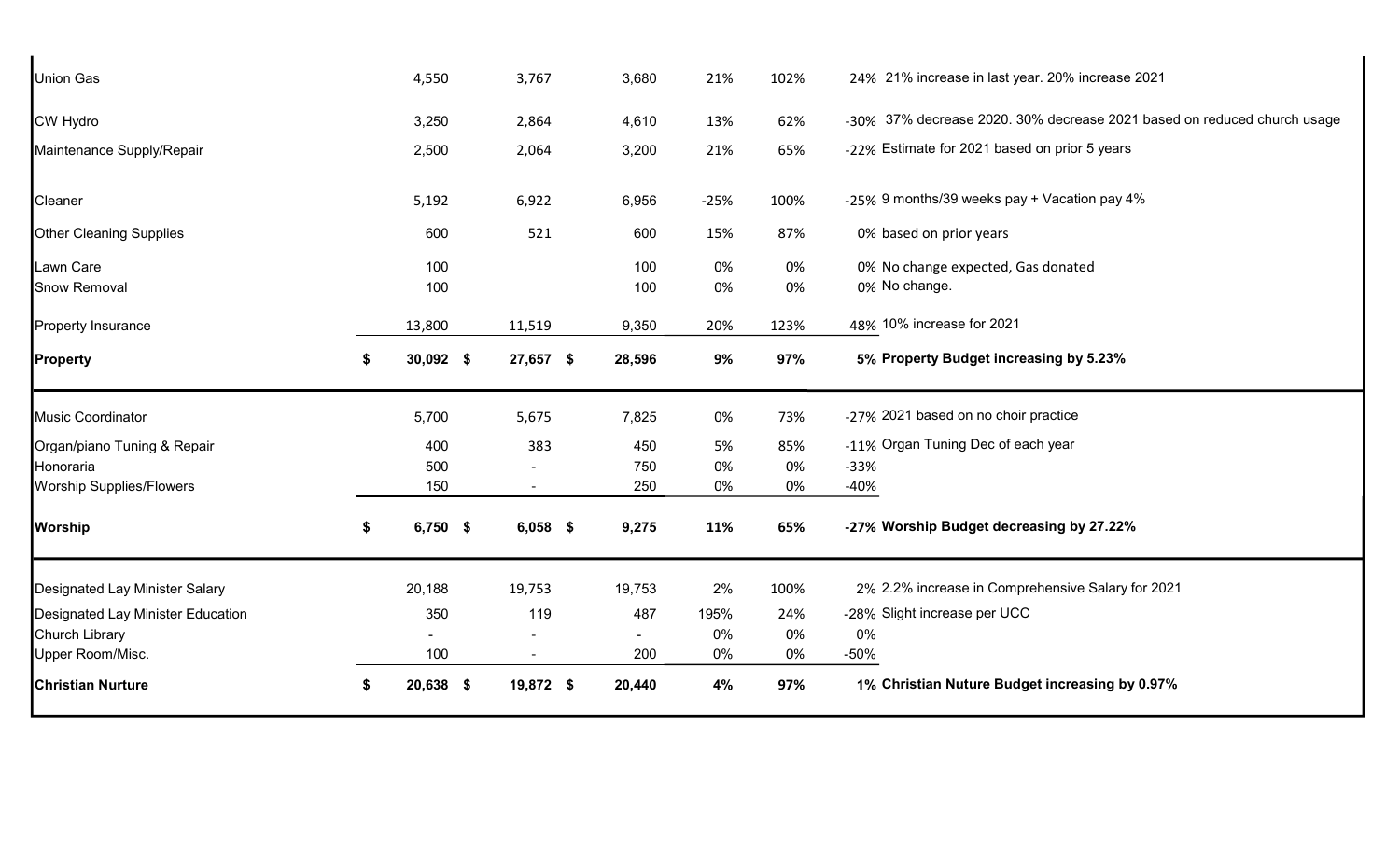| | | | | | | | |
|---|---|---|---|---|---|---|---|
| Union Gas | 4,550 | 3,767 | 3,680 | 21% | 102% | 24% | 21% increase in last year. 20% increase 2021 |
| CW Hydro | 3,250 | 2,864 | 4,610 | 13% | 62% | -30% | 37% decrease 2020. 30% decrease 2021 based on reduced church usage |
| Maintenance Supply/Repair | 2,500 | 2,064 | 3,200 | 21% | 65% | -22% | Estimate for 2021 based on prior 5 years |
| Cleaner | 5,192 | 6,922 | 6,956 | -25% | 100% | -25% | 9 months/39 weeks pay + Vacation pay 4% |
| Other Cleaning Supplies | 600 | 521 | 600 | 15% | 87% | 0% | based on prior years |
| Lawn Care | 100 | | 100 | 0% | 0% | 0% | No change expected, Gas donated |
| Snow Removal | 100 | | 100 | 0% | 0% | 0% | No change. |
| Property Insurance | 13,800 | 11,519 | 9,350 | 20% | 123% | 48% | 10% increase for 2021 |
| **Property** | **$ 30,092** | **$ 27,657** | **$ 28,596** | **9%** | **97%** | **5%** | **Property Budget increasing by 5.23%** |
| Music Coordinator | 5,700 | 5,675 | 7,825 | 0% | 73% | -27% | 2021 based on no choir practice |
| Organ/piano Tuning & Repair | 400 | 383 | 450 | 5% | 85% | -11% | Organ Tuning Dec of each year |
| Honoraria | 500 | - | 750 | 0% | 0% | -33% | |
| Worship Supplies/Flowers | 150 | - | 250 | 0% | 0% | -40% | |
| **Worship** | **$ 6,750** | **$ 6,058** | **$ 9,275** | **11%** | **65%** | **-27%** | **Worship Budget decreasing by 27.22%** |
| Designated Lay Minister Salary | 20,188 | 19,753 | 19,753 | 2% | 100% | 2% | 2.2% increase in Comprehensive Salary for 2021 |
| Designated Lay Minister Education | 350 | 119 | 487 | 195% | 24% | -28% | Slight increase per UCC |
| Church Library | - | - | - | 0% | 0% | 0% | |
| Upper Room/Misc. | 100 | - | 200 | 0% | 0% | -50% | |
| **Christian Nurture** | **$ 20,638** | **$ 19,872** | **$ 20,440** | **4%** | **97%** | **1%** | **Christian Nuture Budget increasing by 0.97%** |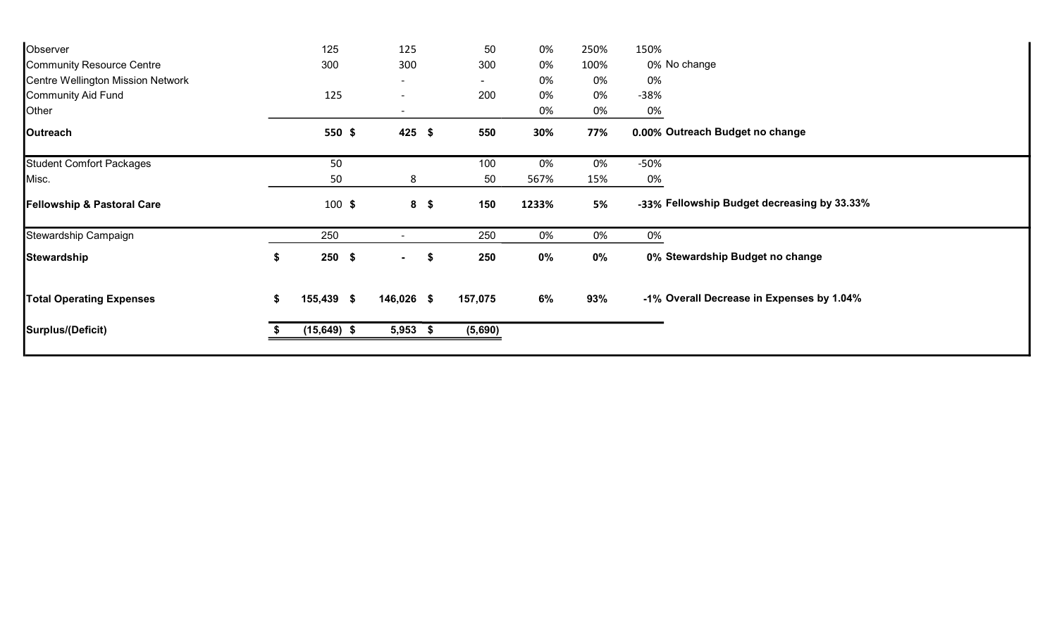| | | | | | | | |
|---|---|---|---|---|---|---|---|
| Observer | 125 | 125 | 50 | 0% | 250% | 150% | |
| Community Resource Centre | 300 | 300 | 300 | 0% | 100% | 0% | No change |
| Centre Wellington Mission Network | | - | - | 0% | 0% | 0% | |
| Community Aid Fund | 125 | - | 200 | 0% | 0% | -38% | |
| Other | | - | | 0% | 0% | 0% | |
| **Outreach** | **550 $** | **425 $** | **550** | **30%** | **77%** | **0.00%** | **Outreach Budget no change** |
| Student Comfort Packages | 50 | | 100 | 0% | 0% | -50% | |
| Misc. | 50 | 8 | 50 | 567% | 15% | 0% | |
| **Fellowship & Pastoral Care** | **100 $** | **8 $** | **150** | **1233%** | **5%** | **-33%** | **Fellowship Budget decreasing by 33.33%** |
| Stewardship Campaign | 250 | - | 250 | 0% | 0% | 0% | |
| **Stewardship** | **$ 250 $** | **- $** | **250** | **0%** | **0%** | **0%** | **Stewardship Budget no change** |
| **Total Operating Expenses** | **$ 155,439 $** | **146,026 $** | **157,075** | **6%** | **93%** | **-1%** | **Overall Decrease in Expenses by 1.04%** |
| **Surplus/(Deficit)** | **$ (15,649) $** | **5,953 $** | **(5,690)** | | | | |